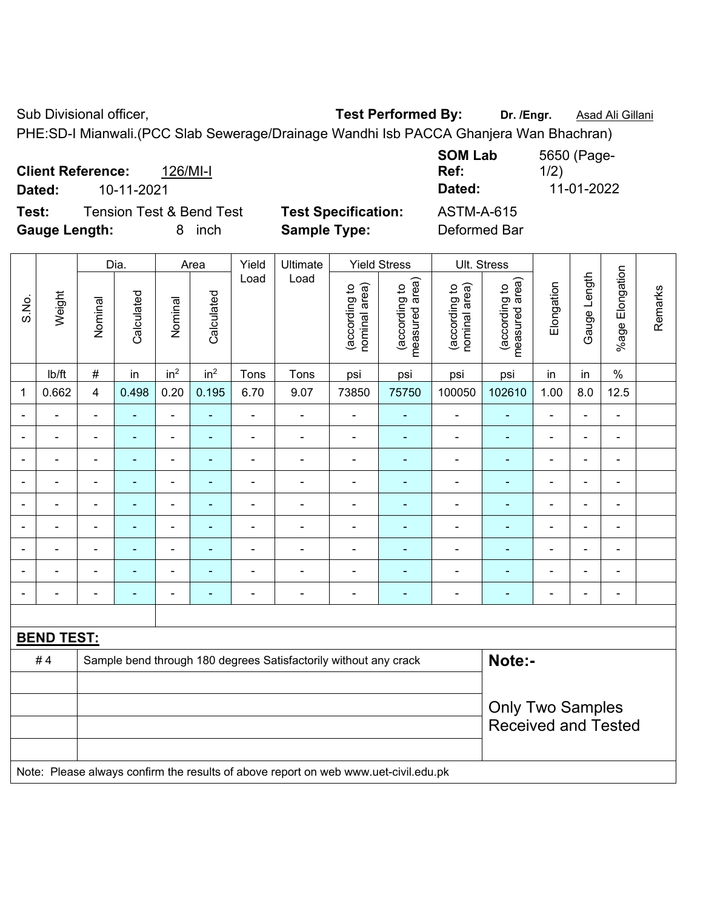Sub Divisional officer,

**Test Performed By:** **Dr. /Engr.** Asad Ali Gillani

PHE:SD-I Mianwali.(PCC Slab Sewerage/Drainage Wandhi Isb PACCA Ghanjera Wan Bhachran)

**Client Reference:** 126/MI-I

**Dated:** 10-11-2021

**SOM Lab Ref:** 5650 (Page-1/2)

**Dated:** 11-01-2022

**Test:** Tension Test & Bend Test

**Test Specification:** ASTM-A-615

**Gauge Length:** 8 inch

**Sample Type:** Deformed Bar

| S.No. | Weight | Dia. | | Area | | Yield Load | Ultimate Load | Yield Stress | | Ult. Stress | | Elongation | Gauge Length | %age Elongation | Remarks |
|---|---|---|---|---|---|---|---|---|---|---|---|---|---|---|---|
| | | Nominal | Calculated | Nominal | Calculated | | | (according to nominal area) | (according to measured area) | (according to nominal area) | (according to measured area) | | | | |
| | lb/ft | # | in | in$^2$ | in$^2$ | Tons | Tons | psi | psi | psi | psi | in | in | % | |
| 1 | 0.662 | 4 | 0.498 | 0.20 | 0.195 | 6.70 | 9.07 | 73850 | 75750 | 100050 | 102610 | 1.00 | 8.0 | 12.5 | |
| - | - | - | - | - | - | - | - | - | - | - | - | - | - | - | |
| - | - | - | - | - | - | - | - | - | - | - | - | - | - | - | |
| - | - | - | - | - | - | - | - | - | - | - | - | - | - | - | |
| - | - | - | - | - | - | - | - | - | - | - | - | - | - | - | |
| - | - | - | - | - | - | - | - | - | - | - | - | - | - | - | |
| - | - | - | - | - | - | - | - | - | - | - | - | - | - | - | |
| - | - | - | - | - | - | - | - | - | - | - | - | - | - | - | |
| - | - | - | - | - | - | - | - | - | - | - | - | - | - | - | |
| - | - | - | - | - | - | - | - | - | - | - | - | - | - | - | |

**BEND TEST:**

| | | |
|---|---|---|
| # 4 | Sample bend through 180 degrees Satisfactorily without any crack | **Note:-** Only Two Samples Received and Tested |
| | | |
| | | |
| | | |
| | | |

Note: Please always confirm the results of above report on web www.uet-civil.edu.pk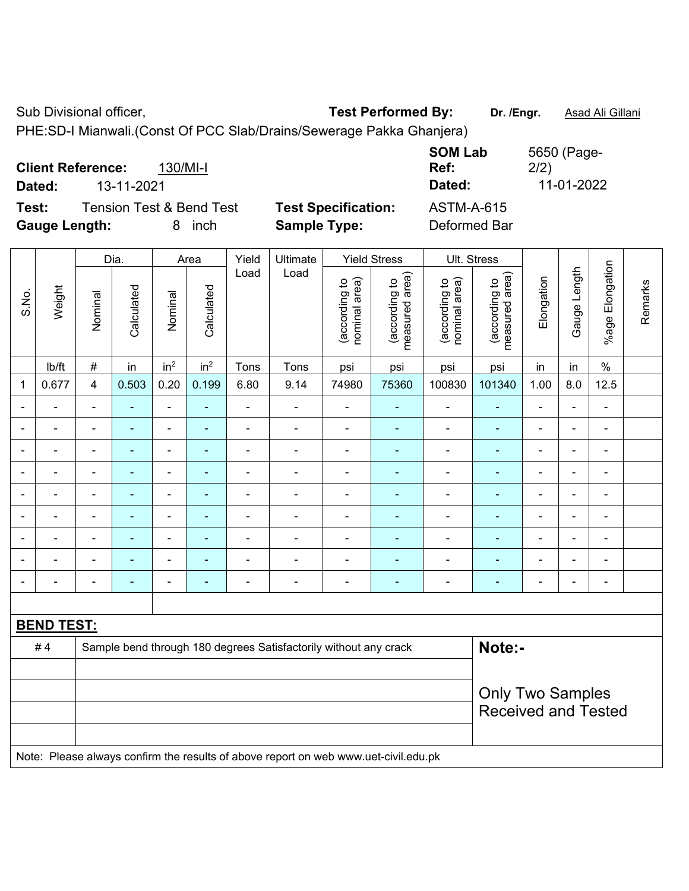Sub Divisional officer, **Test Performed By:** **Dr. /Engr.** Asad Ali Gillani

PHE:SD-I Mianwali.(Const Of PCC Slab/Drains/Sewerage Pakka Ghanjera)

**Client Reference:** 130/MI-I **SOM Lab Ref:** 5650 (Page-2/2)

**Dated:** 13-11-2021 **Dated:** 11-01-2022

**Test:** Tension Test & Bend Test **Test Specification:** ASTM-A-615

**Gauge Length:** 8 inch **Sample Type:** Deformed Bar

| S.No. | Weight | Dia. | | Area | | Yield Load | Ultimate Load | Yield Stress | | Ult. Stress | | Elongation | Gauge Length | %age Elongation | Remarks |
|---|---|---|---|---|---|---|---|---|---|---|---|---|---|---|---|
| | | Nominal | Calculated | Nominal | Calculated | | | (according to nominal area) | (according to measured area) | (according to nominal area) | (according to measured area) | | | | |
| | lb/ft | # | in | $in^2$ | $in^2$ | Tons | Tons | psi | psi | psi | psi | in | in | % | |
| 1 | 0.677 | 4 | 0.503 | 0.20 | 0.199 | 6.80 | 9.14 | 74980 | 75360 | 100830 | 101340 | 1.00 | 8.0 | 12.5 | |
| - | - | - | - | - | - | - | - | - | - | - | - | - | - | - | |
| - | - | - | - | - | - | - | - | - | - | - | - | - | - | - | |
| - | - | - | - | - | - | - | - | - | - | - | - | - | - | - | |
| - | - | - | - | - | - | - | - | - | - | - | - | - | - | - | |
| - | - | - | - | - | - | - | - | - | - | - | - | - | - | - | |
| - | - | - | - | - | - | - | - | - | - | - | - | - | - | - | |
| - | - | - | - | - | - | - | - | - | - | - | - | - | - | - | |
| - | - | - | - | - | - | - | - | - | - | - | - | - | - | - | |
| - | - | - | - | - | - | - | - | - | - | - | - | - | - | - | |

**BEND TEST:**

| | | |
|---|---|---|
| # 4 | Sample bend through 180 degrees Satisfactorily without any crack | **Note:-** |
| | | Only Two Samples Received and Tested |

Note: Please always confirm the results of above report on web www.uet-civil.edu.pk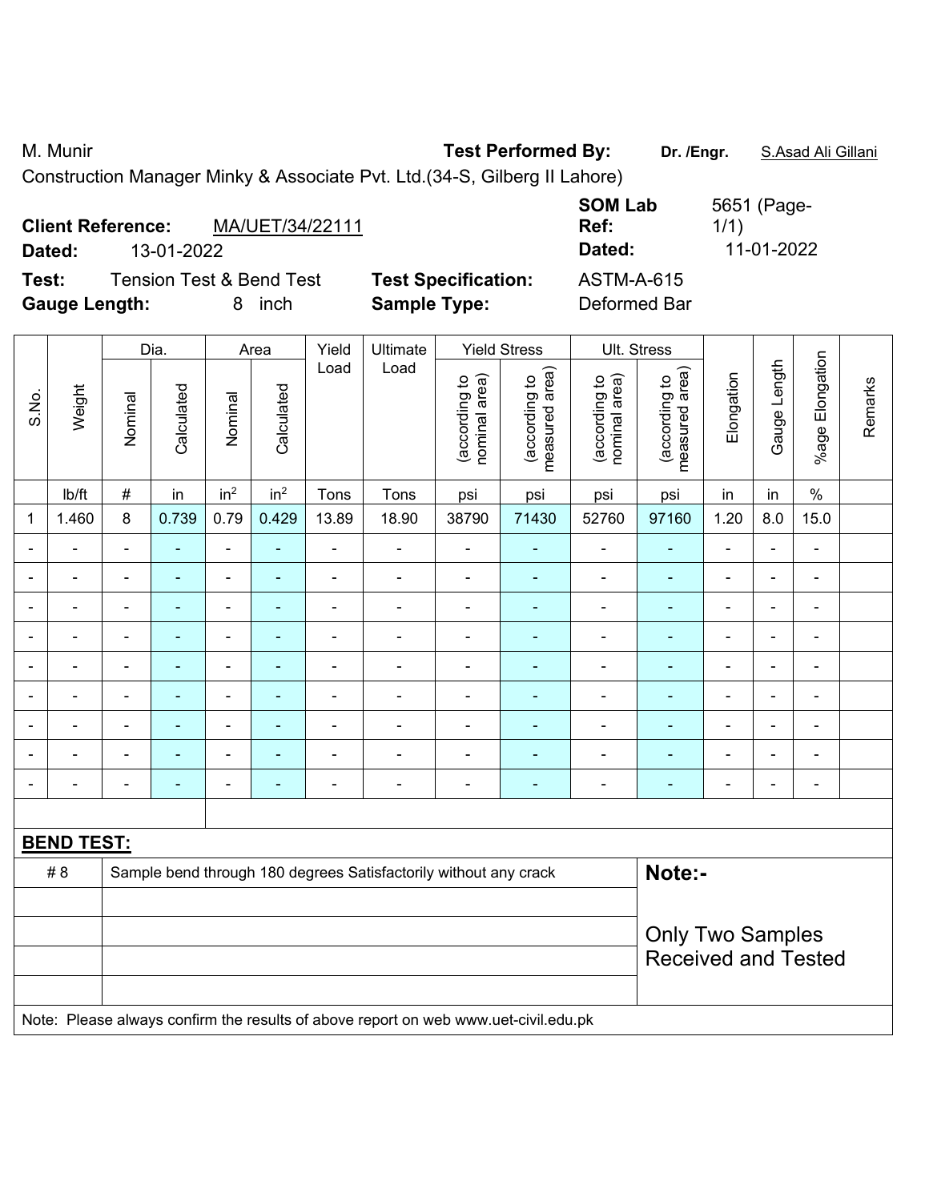M. Munir **Test Performed By:** **Dr. /Engr.** S.Asad Ali Gillani

Construction Manager Minky & Associate Pvt. Ltd.(34-S, Gilberg II Lahore)

**Client Reference:** MA/UET/34/22111 **SOM Lab Ref:** 5651 (Page-1/1)

**Dated:** 13-01-2022 **Dated:** 11-01-2022

**Test:** Tension Test & Bend Test **Test Specification:** ASTM-A-615

**Gauge Length:** 8 inch **Sample Type:** Deformed Bar

| S.No. | Weight | Dia. | | Area | | Yield Load | Ultimate Load | Yield Stress | | Ult. Stress | | Elongation | Gauge Length | %age Elongation | Remarks |
|---|---|---|---|---|---|---|---|---|---|---|---|---|---|---|---|
| | | Nominal | Calculated | Nominal | Calculated | | | (according to nominal area) | (according to measured area) | (according to nominal area) | (according to measured area) | | | | |
| | lb/ft | # | in | $in^2$ | $in^2$ | Tons | Tons | psi | psi | psi | psi | in | in | % | |
| 1 | 1.460 | 8 | 0.739 | 0.79 | 0.429 | 13.89 | 18.90 | 38790 | 71430 | 52760 | 97160 | 1.20 | 8.0 | 15.0 | |
| - | - | - | - | - | - | - | - | - | - | - | - | - | - | - | |
| - | - | - | - | - | - | - | - | - | - | - | - | - | - | - | |
| - | - | - | - | - | - | - | - | - | - | - | - | - | - | - | |
| - | - | - | - | - | - | - | - | - | - | - | - | - | - | - | |
| - | - | - | - | - | - | - | - | - | - | - | - | - | - | - | |
| - | - | - | - | - | - | - | - | - | - | - | - | - | - | - | |
| - | - | - | - | - | - | - | - | - | - | - | - | - | - | - | |
| - | - | - | - | - | - | - | - | - | - | - | - | - | - | - | |
| - | - | - | - | - | - | - | - | - | - | - | - | - | - | - | |

**BEND TEST:**

| | | |
|---|---|---|
| # 8 | Sample bend through 180 degrees Satisfactorily without any crack | **Note:-** |
| | | Only Two Samples Received and Tested |
| | | |
| | | |
| | | |

Note: Please always confirm the results of above report on web www.uet-civil.edu.pk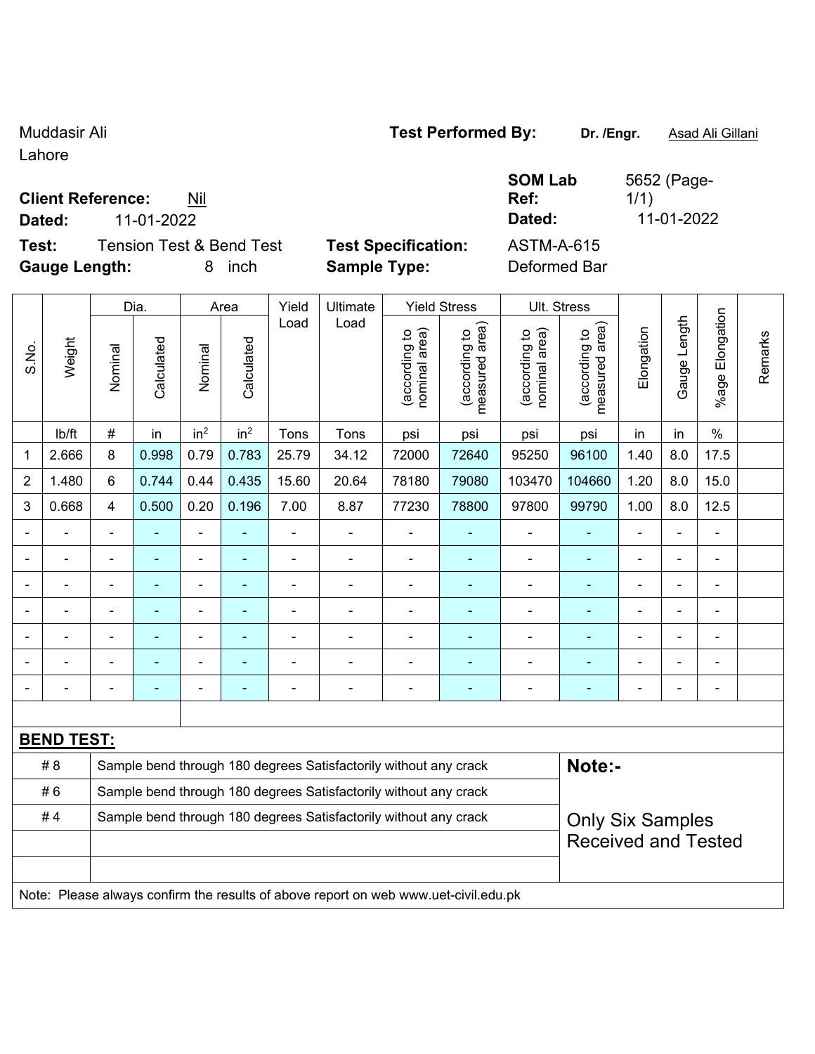Muddasir Ali
Lahore

**Test Performed By:** **Dr. /Engr.** Asad Ali Gillani

**Client Reference:** Nil

**Dated:** 11-01-2022

**SOM Lab Ref:** 5652 (Page-1/1)

**Dated:** 11-01-2022

**Test:** Tension Test & Bend Test

**Gauge Length:** 8 inch

**Test Specification:** ASTM-A-615

**Sample Type:** Deformed Bar

| S.No. | Weight | Dia. | | Area | | Yield Load | Ultimate Load | Yield Stress | | Ult. Stress | | Elongation | Gauge Length | %age Elongation | Remarks |
|---|---|---|---|---|---|---|---|---|---|---|---|---|---|---|---|
| | | Nominal | Calculated | Nominal | Calculated | | | (according to nominal area) | (according to measured area) | (according to nominal area) | (according to measured area) | | | | |
| | lb/ft | # | in | $in^2$ | $in^2$ | Tons | Tons | psi | psi | psi | psi | in | in | % | |
| 1 | 2.666 | 8 | 0.998 | 0.79 | 0.783 | 25.79 | 34.12 | 72000 | 72640 | 95250 | 96100 | 1.40 | 8.0 | 17.5 | |
| 2 | 1.480 | 6 | 0.744 | 0.44 | 0.435 | 15.60 | 20.64 | 78180 | 79080 | 103470 | 104660 | 1.20 | 8.0 | 15.0 | |
| 3 | 0.668 | 4 | 0.500 | 0.20 | 0.196 | 7.00 | 8.87 | 77230 | 78800 | 97800 | 99790 | 1.00 | 8.0 | 12.5 | |
| - | - | - | - | - | - | - | - | - | - | - | - | - | - | - | |
| - | - | - | - | - | - | - | - | - | - | - | - | - | - | - | |
| - | - | - | - | - | - | - | - | - | - | - | - | - | - | - | |
| - | - | - | - | - | - | - | - | - | - | - | - | - | - | - | |
| - | - | - | - | - | - | - | - | - | - | - | - | - | - | - | |
| - | - | - | - | - | - | - | - | - | - | - | - | - | - | - | |
| - | - | - | - | - | - | - | - | - | - | - | - | - | - | - | |

**BEND TEST:**

| | | |
|---|---|---|
| # 8 | Sample bend through 180 degrees Satisfactorily without any crack | **Note:-** |
| # 6 | Sample bend through 180 degrees Satisfactorily without any crack | |
| # 4 | Sample bend through 180 degrees Satisfactorily without any crack | Only Six Samples Received and Tested |

Note: Please always confirm the results of above report on web www.uet-civil.edu.pk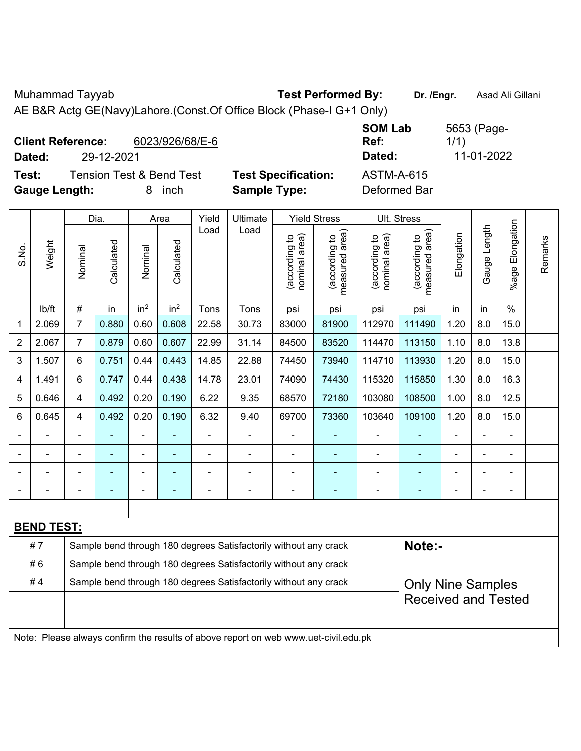Muhammad Tayyab **Test Performed By:** **Dr. /Engr.** Asad Ali Gillani

AE B&R Actg GE(Navy)Lahore.(Const.Of Office Block (Phase-I G+1 Only)

**Client Reference:** 6023/926/68/E-6 **SOM Lab Ref:** 5653 (Page-1/1)

**Dated:** 29-12-2021 **Dated:** 11-01-2022

**Test:** Tension Test & Bend Test **Test Specification:** ASTM-A-615

**Gauge Length:** 8 inch **Sample Type:** Deformed Bar

| S.No. | Weight | Dia. | | Area | | Yield Load | Ultimate Load | Yield Stress | | Ult. Stress | | Elongation | Gauge Length | %age Elongation | Remarks |
|---|---|---|---|---|---|---|---|---|---|---|---|---|---|---|---|
| | | Nominal | Calculated | Nominal | Calculated | | | (according to nominal area) | (according to measured area) | (according to nominal area) | (according to measured area) | | | | |
| | lb/ft | # | in | in$^2$ | in$^2$ | Tons | Tons | psi | psi | psi | psi | in | in | % | |
| 1 | 2.069 | 7 | 0.880 | 0.60 | 0.608 | 22.58 | 30.73 | 83000 | 81900 | 112970 | 111490 | 1.20 | 8.0 | 15.0 | |
| 2 | 2.067 | 7 | 0.879 | 0.60 | 0.607 | 22.99 | 31.14 | 84500 | 83520 | 114470 | 113150 | 1.10 | 8.0 | 13.8 | |
| 3 | 1.507 | 6 | 0.751 | 0.44 | 0.443 | 14.85 | 22.88 | 74450 | 73940 | 114710 | 113930 | 1.20 | 8.0 | 15.0 | |
| 4 | 1.491 | 6 | 0.747 | 0.44 | 0.438 | 14.78 | 23.01 | 74090 | 74430 | 115320 | 115850 | 1.30 | 8.0 | 16.3 | |
| 5 | 0.646 | 4 | 0.492 | 0.20 | 0.190 | 6.22 | 9.35 | 68570 | 72180 | 103080 | 108500 | 1.00 | 8.0 | 12.5 | |
| 6 | 0.645 | 4 | 0.492 | 0.20 | 0.190 | 6.32 | 9.40 | 69700 | 73360 | 103640 | 109100 | 1.20 | 8.0 | 15.0 | |
| - | - | - | - | - | - | - | - | - | - | - | - | - | - | - | |
| - | - | - | - | - | - | - | - | - | - | - | - | - | - | - | |
| - | - | - | - | - | - | - | - | - | - | - | - | - | - | - | |
| - | - | - | - | - | - | - | - | - | - | - | - | - | - | - | |

**BEND TEST:**

| | | |
|---|---|---|
| # 7 | Sample bend through 180 degrees Satisfactorily without any crack | **Note:-** |
| # 6 | Sample bend through 180 degrees Satisfactorily without any crack | |
| # 4 | Sample bend through 180 degrees Satisfactorily without any crack | Only Nine Samples Received and Tested |

Note: Please always confirm the results of above report on web www.uet-civil.edu.pk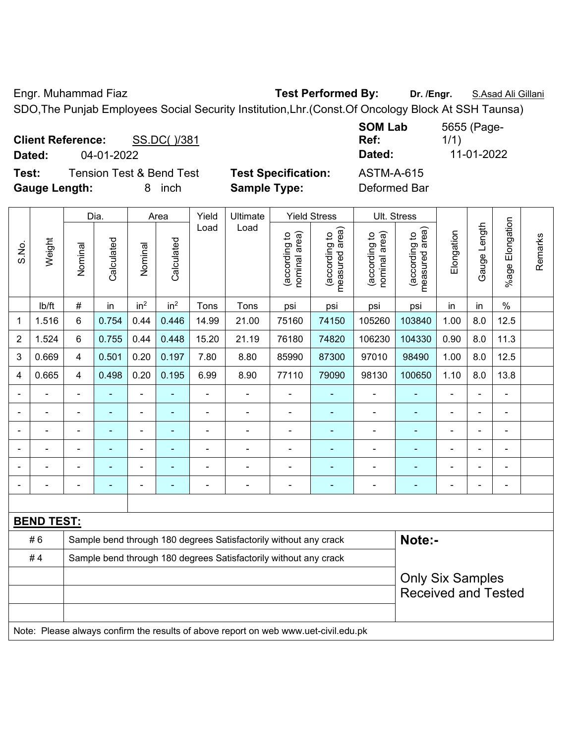Engr. Muhammad Fiaz **Test Performed By:** **Dr. /Engr.** S.Asad Ali Gillani

SDO,The Punjab Employees Social Security Institution,Lhr.(Const.Of Oncology Block At SSH Taunsa)

**Client Reference:** SS.DC( )/381 **SOM Lab Ref:** 5655 (Page-1/1)

**Dated:** 04-01-2022 **Dated:** 11-01-2022

**Test:** Tension Test & Bend Test **Test Specification:** ASTM-A-615

**Gauge Length:** 8 inch **Sample Type:** Deformed Bar

| S.No. | Weight | Dia. | | Area | | Yield Load | Ultimate Load | Yield Stress | | Ult. Stress | | Elongation | Gauge Length | %age Elongation | Remarks |
|---|---|---|---|---|---|---|---|---|---|---|---|---|---|---|---|
| | | Nominal | Calculated | Nominal | Calculated | | | (according to nominal area) | (according to measured area) | (according to nominal area) | (according to measured area) | | | | |
| | lb/ft | # | in | in² | in² | Tons | Tons | psi | psi | psi | psi | in | in | % | |
| 1 | 1.516 | 6 | 0.754 | 0.44 | 0.446 | 14.99 | 21.00 | 75160 | 74150 | 105260 | 103840 | 1.00 | 8.0 | 12.5 | |
| 2 | 1.524 | 6 | 0.755 | 0.44 | 0.448 | 15.20 | 21.19 | 76180 | 74820 | 106230 | 104330 | 0.90 | 8.0 | 11.3 | |
| 3 | 0.669 | 4 | 0.501 | 0.20 | 0.197 | 7.80 | 8.80 | 85990 | 87300 | 97010 | 98490 | 1.00 | 8.0 | 12.5 | |
| 4 | 0.665 | 4 | 0.498 | 0.20 | 0.195 | 6.99 | 8.90 | 77110 | 79090 | 98130 | 100650 | 1.10 | 8.0 | 13.8 | |
| - | - | - | - | - | - | - | - | - | - | - | - | - | - | - | |
| - | - | - | - | - | - | - | - | - | - | - | - | - | - | - | |
| - | - | - | - | - | - | - | - | - | - | - | - | - | - | - | |
| - | - | - | - | - | - | - | - | - | - | - | - | - | - | - | |
| - | - | - | - | - | - | - | - | - | - | - | - | - | - | - | |
| - | - | - | - | - | - | - | - | - | - | - | - | - | - | - | |

**BEND TEST:**

| | | |
|---|---|---|
| # 6 | Sample bend through 180 degrees Satisfactorily without any crack | **Note:-** |
| # 4 | Sample bend through 180 degrees Satisfactorily without any crack | Only Six Samples Received and Tested |

Note: Please always confirm the results of above report on web www.uet-civil.edu.pk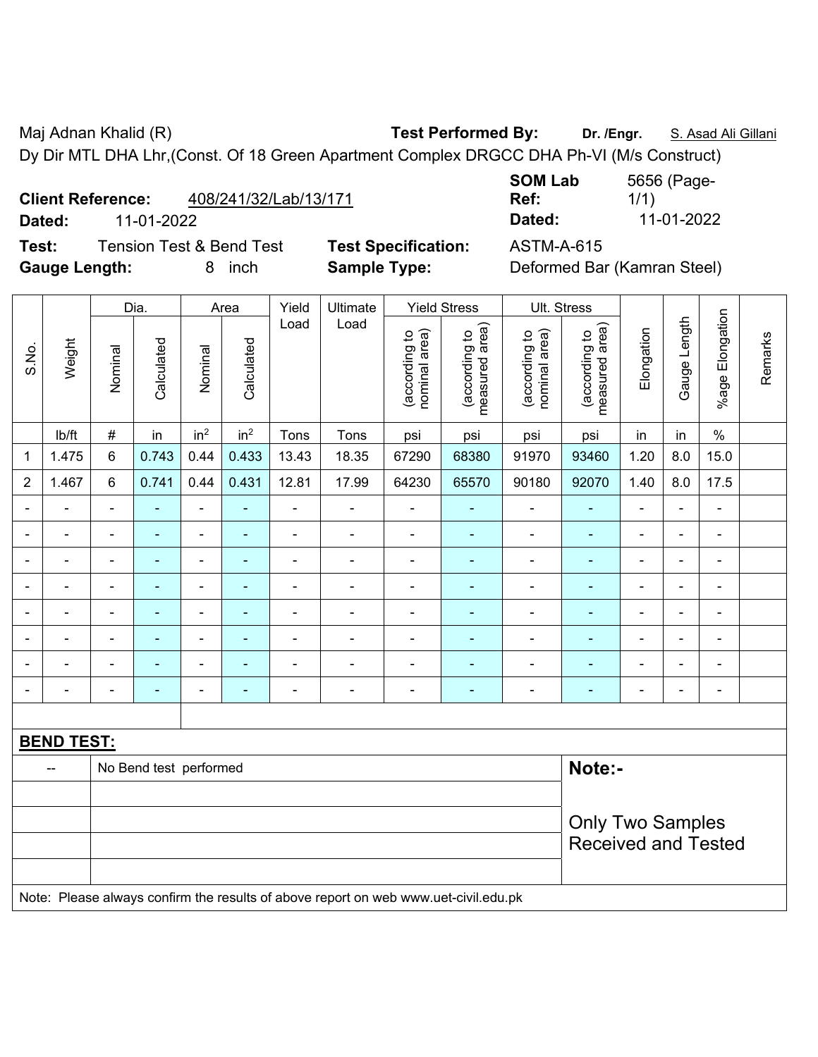Maj Adnan Khalid (R) **Test Performed By:** **Dr. /Engr.** S. Asad Ali Gillani

Dy Dir MTL DHA Lhr,(Const. Of 18 Green Apartment Complex DRGCC DHA Ph-VI (M/s Construct)

**Client Reference:** 408/241/32/Lab/13/171 **SOM Lab Ref:** 5656 (Page-1/1)

**Dated:** 11-01-2022 **Dated:** 11-01-2022

**Test:** Tension Test & Bend Test **Test Specification:** ASTM-A-615

**Gauge Length:** 8 inch **Sample Type:** Deformed Bar (Kamran Steel)

| S.No. | Weight | Dia. | | Area | | Yield Load | Ultimate Load | Yield Stress | | Ult. Stress | | Elongation | Gauge Length | %age Elongation | Remarks |
|---|---|---|---|---|---|---|---|---|---|---|---|---|---|---|---|
| | | Nominal | Calculated | Nominal | Calculated | | | (according to nominal area) | (according to measured area) | (according to nominal area) | (according to measured area) | | | | |
| | lb/ft | # | in | $in^2$ | $in^2$ | Tons | Tons | psi | psi | psi | psi | in | in | % | |
| 1 | 1.475 | 6 | 0.743 | 0.44 | 0.433 | 13.43 | 18.35 | 67290 | 68380 | 91970 | 93460 | 1.20 | 8.0 | 15.0 | |
| 2 | 1.467 | 6 | 0.741 | 0.44 | 0.431 | 12.81 | 17.99 | 64230 | 65570 | 90180 | 92070 | 1.40 | 8.0 | 17.5 | |
| - | - | - | - | - | - | - | - | - | - | - | - | - | - | - | |
| - | - | - | - | - | - | - | - | - | - | - | - | - | - | - | |
| - | - | - | - | - | - | - | - | - | - | - | - | - | - | - | |
| - | - | - | - | - | - | - | - | - | - | - | - | - | - | - | |
| - | - | - | - | - | - | - | - | - | - | - | - | - | - | - | |
| - | - | - | - | - | - | - | - | - | - | - | - | - | - | - | |
| - | - | - | - | - | - | - | - | - | - | - | - | - | - | - | |
| - | - | - | - | - | - | - | - | - | - | - | - | - | - | - | |

**BEND TEST:**

| | | |
|---|---|---|
| -- | No Bend test performed | **Note:-** |
| | | Only Two Samples Received and Tested |

Note: Please always confirm the results of above report on web www.uet-civil.edu.pk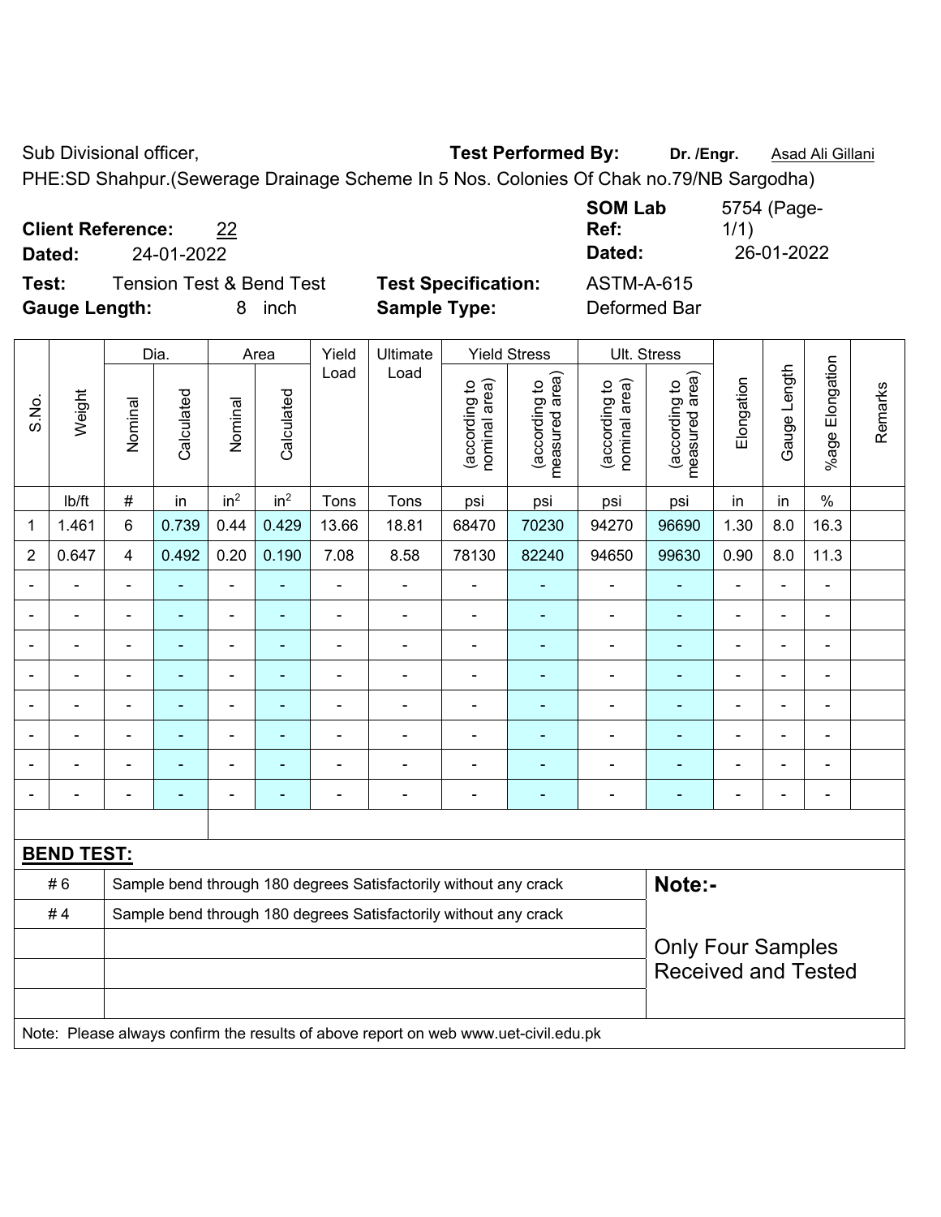Sub Divisional officer, **Test Performed By:** **Dr. /Engr.** Asad Ali Gillani

PHE:SD Shahpur.(Sewerage Drainage Scheme In 5 Nos. Colonies Of Chak no.79/NB Sargodha)

**Client Reference:** 22 **SOM Lab Ref:** 5754 (Page-1/1)

**Dated:** 24-01-2022 **Dated:** 26-01-2022

**Test:** Tension Test & Bend Test **Test Specification:** ASTM-A-615

**Gauge Length:** 8 inch **Sample Type:** Deformed Bar

| S.No. | Weight | Dia. | | Area | | Yield Load | Ultimate Load | Yield Stress | | Ult. Stress | | Elongation | Gauge Length | %age Elongation | Remarks |
|---|---|---|---|---|---|---|---|---|---|---|---|---|---|---|---|
| | | Nominal | Calculated | Nominal | Calculated | | | (according to nominal area) | (according to measured area) | (according to nominal area) | (according to measured area) | | | | |
| | lb/ft | # | in | $in^2$ | $in^2$ | Tons | Tons | psi | psi | psi | psi | in | in | % | |
| 1 | 1.461 | 6 | 0.739 | 0.44 | 0.429 | 13.66 | 18.81 | 68470 | 70230 | 94270 | 96690 | 1.30 | 8.0 | 16.3 | |
| 2 | 0.647 | 4 | 0.492 | 0.20 | 0.190 | 7.08 | 8.58 | 78130 | 82240 | 94650 | 99630 | 0.90 | 8.0 | 11.3 | |
| - | - | - | - | - | - | - | - | - | - | - | - | - | - | - | |
| - | - | - | - | - | - | - | - | - | - | - | - | - | - | - | |
| - | - | - | - | - | - | - | - | - | - | - | - | - | - | - | |
| - | - | - | - | - | - | - | - | - | - | - | - | - | - | - | |
| - | - | - | - | - | - | - | - | - | - | - | - | - | - | - | |
| - | - | - | - | - | - | - | - | - | - | - | - | - | - | - | |
| - | - | - | - | - | - | - | - | - | - | - | - | - | - | - | |
| - | - | - | - | - | - | - | - | - | - | - | - | - | - | - | |

**BEND TEST:**

| | | |
|---|---|---|
| # 6 | Sample bend through 180 degrees Satisfactorily without any crack | **Note:-** |
| # 4 | Sample bend through 180 degrees Satisfactorily without any crack | Only Four Samples Received and Tested |

Note: Please always confirm the results of above report on web www.uet-civil.edu.pk